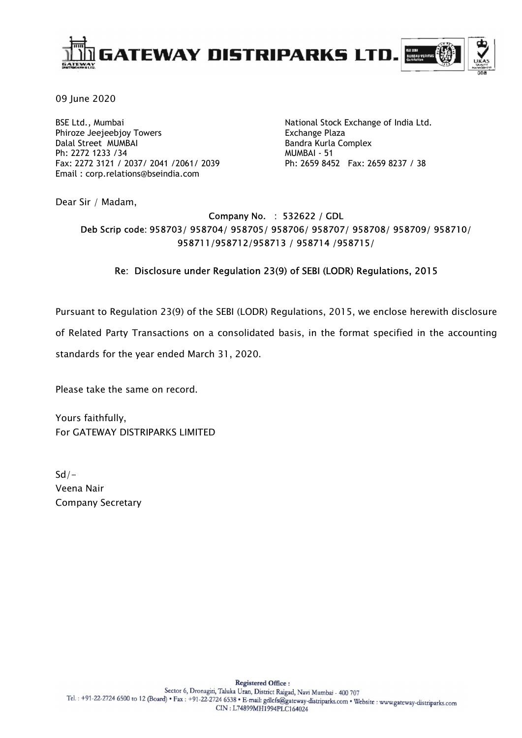# GATEWAY DISTRIPARKS LTD.

09 June 2020

BSE Ltd., Mumbai
Phiroze Jeejeebjoy Towers
Dalal Street MUMBAI
Ph: 2272 1233 /34
Fax: 2272 3121 / 2037/ 2041 /2061/ 2039
Email : corp.relations@bseindia.com

National Stock Exchange of India Ltd.
Exchange Plaza
Bandra Kurla Complex
MUMBAI - 51
Ph: 2659 8452 Fax: 2659 8237 / 38

Dear Sir / Madam,

**Company No. : 532622 / GDL**
**Deb Scrip code: 958703/ 958704/ 958705/ 958706/ 958707/ 958708/ 958709/ 958710/ 958711/958712/958713 / 958714 /958715/**

**Re: Disclosure under Regulation 23(9) of SEBI (LODR) Regulations, 2015**

Pursuant to Regulation 23(9) of the SEBI (LODR) Regulations, 2015, we enclose herewith disclosure of Related Party Transactions on a consolidated basis, in the format specified in the accounting standards for the year ended March 31, 2020.

Please take the same on record.

Yours faithfully,
For GATEWAY DISTRIPARKS LIMITED

Sd/-
Veena Nair
Company Secretary

**Registered Office :**
Sector 6, Dronagiri, Taluka Uran, District Raigad, Navi Mumbai - 400 707
Tel. : +91-22-2724 6500 to 12 (Board) • Fax : +91-22-2724 6538 • E-mail: gdlcfs@gateway-distriparks.com • Website : www.gateway-distriparks.com
CIN : L74899MH1994PLC164024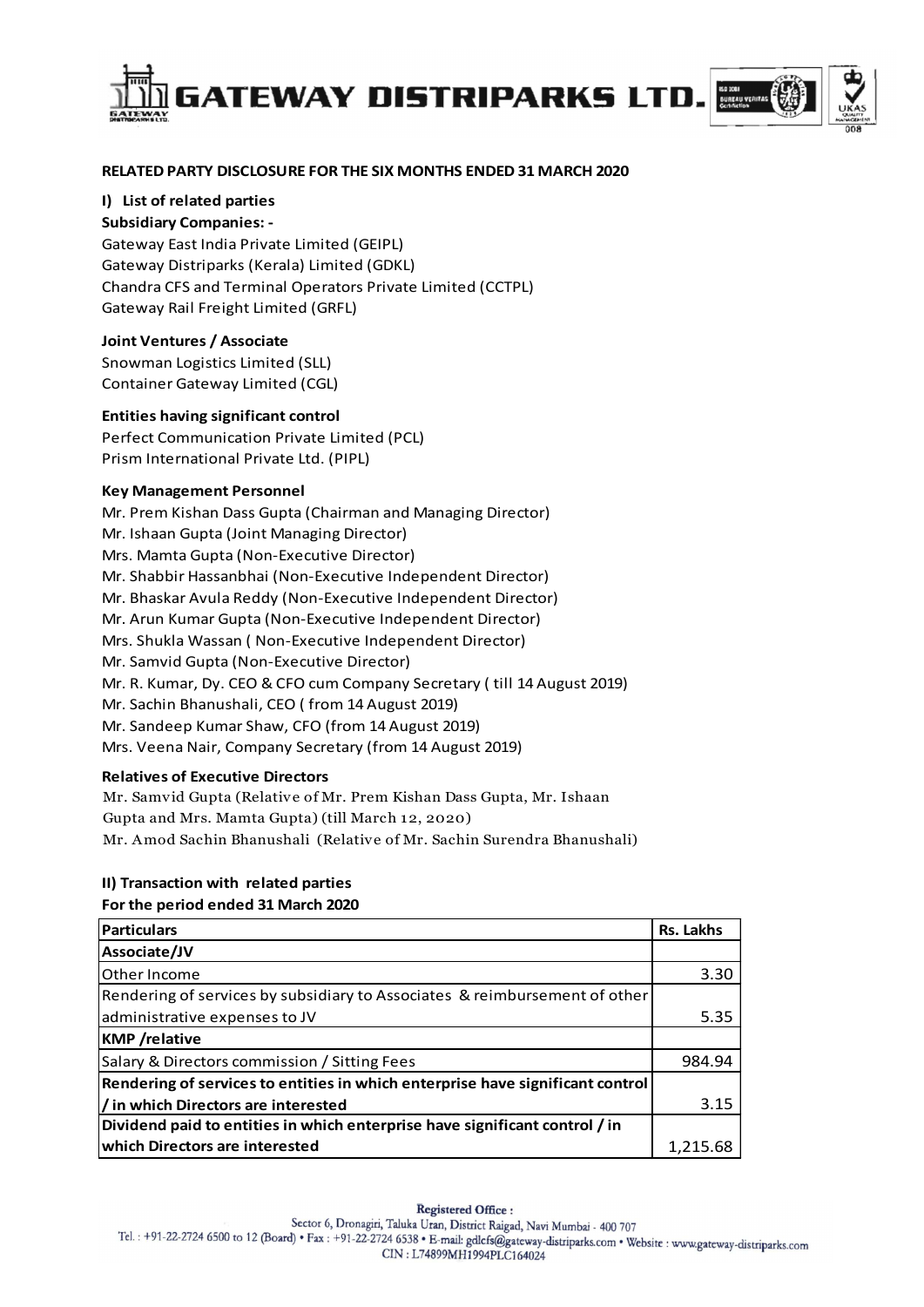# GATEWAY DISTRIPARKS LTD.

## RELATED PARTY DISCLOSURE FOR THE SIX MONTHS ENDED 31 MARCH 2020

### I) List of related parties

**Subsidiary Companies: -**

Gateway East India Private Limited (GEIPL)
Gateway Distriparks (Kerala) Limited (GDKL)
Chandra CFS and Terminal Operators Private Limited (CCTPL)
Gateway Rail Freight Limited (GRFL)

**Joint Ventures / Associate**

Snowman Logistics Limited (SLL)
Container Gateway Limited (CGL)

**Entities having significant control**

Perfect Communication Private Limited (PCL)
Prism International Private Ltd. (PIPL)

**Key Management Personnel**

Mr. Prem Kishan Dass Gupta (Chairman and Managing Director)
Mr. Ishaan Gupta (Joint Managing Director)
Mrs. Mamta Gupta (Non-Executive Director)
Mr. Shabbir Hassanbhai (Non-Executive Independent Director)
Mr. Bhaskar Avula Reddy (Non-Executive Independent Director)
Mr. Arun Kumar Gupta (Non-Executive Independent Director)
Mrs. Shukla Wassan ( Non-Executive Independent Director)
Mr. Samvid Gupta (Non-Executive Director)
Mr. R. Kumar, Dy. CEO & CFO cum Company Secretary ( till 14 August 2019)
Mr. Sachin Bhanushali, CEO ( from 14 August 2019)
Mr. Sandeep Kumar Shaw, CFO (from 14 August 2019)
Mrs. Veena Nair, Company Secretary (from 14 August 2019)

**Relatives of Executive Directors**

Mr. Samvid Gupta (Relative of Mr. Prem Kishan Dass Gupta, Mr. Ishaan Gupta and Mrs. Mamta Gupta) (till March 12, 2020)
Mr. Amod Sachin Bhanushali (Relative of Mr. Sachin Surendra Bhanushali)

### II) Transaction with related parties

**For the period ended 31 March 2020**

| Particulars | Rs. Lakhs |
|---|---|
| **Associate/JV** | |
| Other Income | 3.30 |
| Rendering of services by subsidiary to Associates & reimbursement of other administrative expenses to JV | 5.35 |
| **KMP /relative** | |
| Salary & Directors commission / Sitting Fees | 984.94 |
| **Rendering of services to entities in which enterprise have significant control / in which Directors are interested** | 3.15 |
| **Dividend paid to entities in which enterprise have significant control / in which Directors are interested** | 1,215.68 |

**Registered Office :**
Sector 6, Dronagiri, Taluka Uran, District Raigad, Navi Mumbai - 400 707
Tel. : +91-22-2724 6500 to 12 (Board) • Fax : +91-22-2724 6538 • E-mail: gdlcfs@gateway-distriparks.com • Website : www.gateway-distriparks.com
CIN : L74899MH1994PLC164024